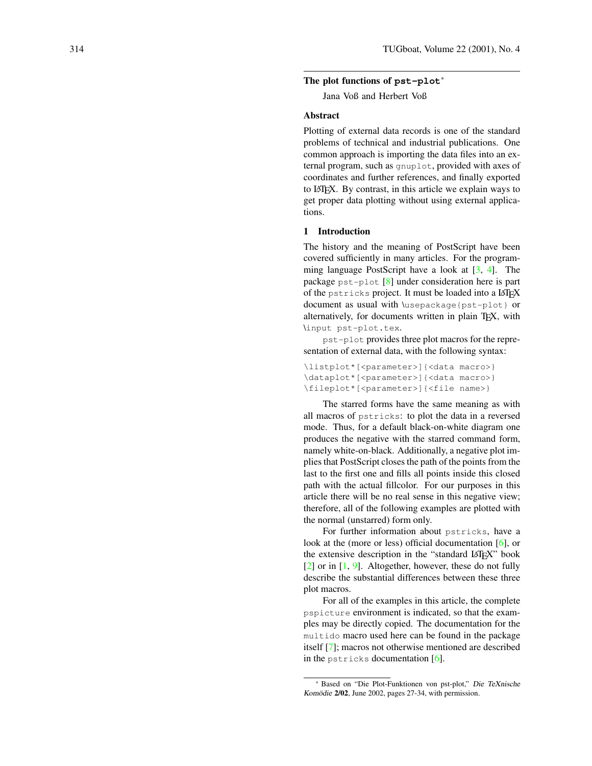## The plot functions of `pst-plot`*

Jana Voß and Herbert Voß

### Abstract

Plotting of external data records is one of the standard problems of technical and industrial publications. One common approach is importing the data files into an external program, such as `gnuplot`, provided with axes of coordinates and further references, and finally exported to LaTeX. By contrast, in this article we explain ways to get proper data plotting without using external applications.

### 1 Introduction

The history and the meaning of PostScript have been covered sufficiently in many articles. For the programming language PostScript have a look at [3, 4]. The package `pst-plot` [8] under consideration here is part of the `pstricks` project. It must be loaded into a LaTeX document as usual with `\usepackage{pst-plot}` or alternatively, for documents written in plain TeX, with `\input pst-plot.tex`.

`pst-plot` provides three plot macros for the representation of external data, with the following syntax:

```
\listplot*[<parameter>]{<data macro>}
\dataplot*[<parameter>]{<data macro>}
\fileplot*[<parameter>]{<file name>}
```

The starred forms have the same meaning as with all macros of `pstricks`: to plot the data in a reversed mode. Thus, for a default black-on-white diagram one produces the negative with the starred command form, namely white-on-black. Additionally, a negative plot implies that PostScript closes the path of the points from the last to the first one and fills all points inside this closed path with the actual fillcolor. For our purposes in this article there will be no real sense in this negative view; therefore, all of the following examples are plotted with the normal (unstarred) form only.

For further information about `pstricks`, have a look at the (more or less) official documentation [6], or the extensive description in the "standard LaTeX" book [2] or in [1, 9]. Altogether, however, these do not fully describe the substantial differences between these three plot macros.

For all of the examples in this article, the complete `pspicture` environment is indicated, so that the examples may be directly copied. The documentation for the `multido` macro used here can be found in the package itself [7]; macros not otherwise mentioned are described in the `pstricks` documentation [6].

---

* Based on "Die Plot-Funktionen von pst-plot," *Die TeXnische Komödie* **2/02**, June 2002, pages 27-34, with permission.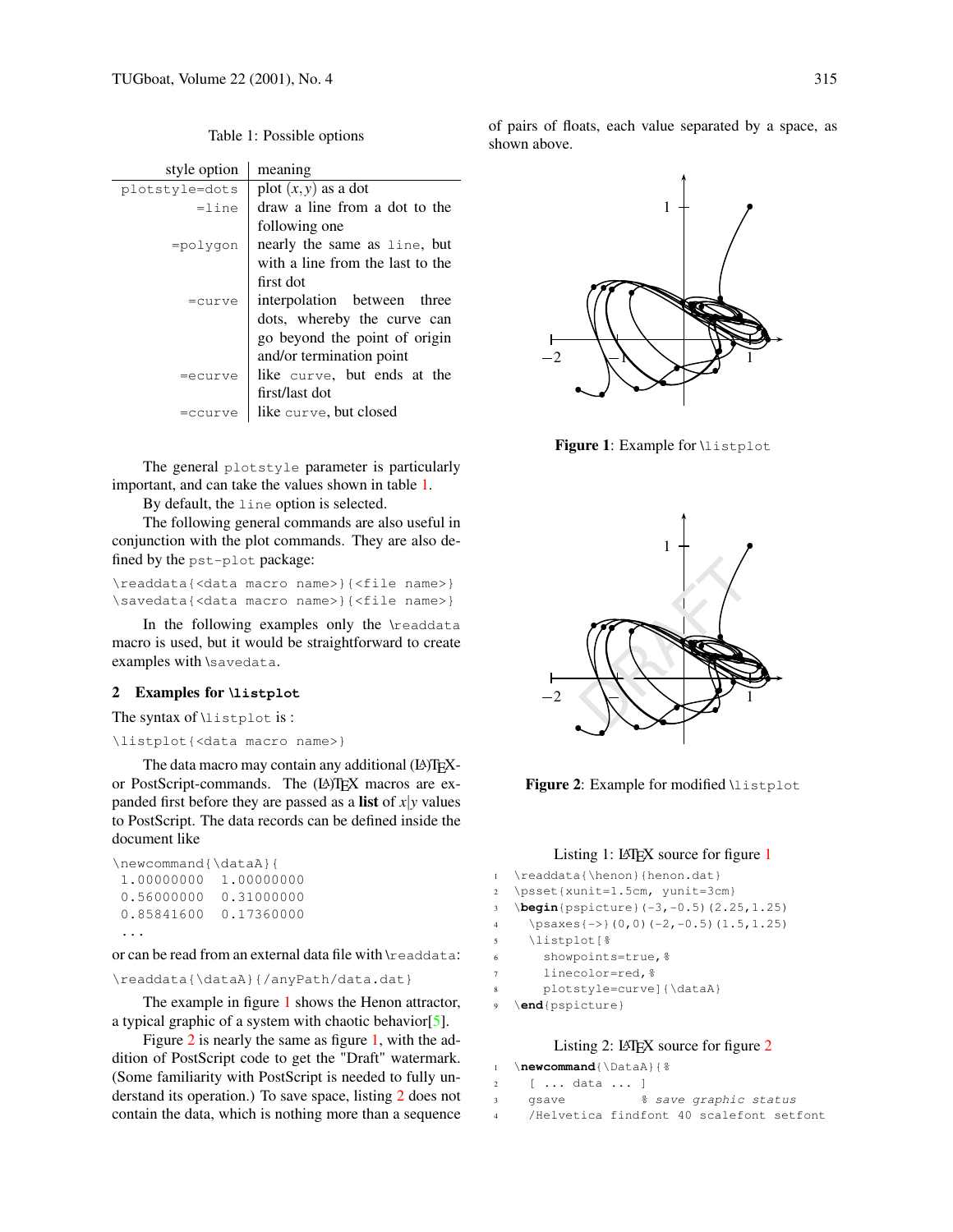Table 1: Possible options

| style option | meaning |
|---|---|
| plotstyle=dots | plot $(x, y)$ as a dot |
| =line | draw a line from a dot to the following one |
| =polygon | nearly the same as line, but with a line from the last to the first dot |
| =curve | interpolation between three dots, whereby the curve can go beyond the point of origin and/or termination point |
| =ecurve | like curve, but ends at the first/last dot |
| =ccurve | like curve, but closed |

The general plotstyle parameter is particularly important, and can take the values shown in table 1.

By default, the line option is selected.

The following general commands are also useful in conjunction with the plot commands. They are also defined by the pst-plot package:

```
\readdata{<data macro name>}{<file name>}
\savedata{<data macro name>}{<file name>}
```

In the following examples only the \readdata macro is used, but it would be straightforward to create examples with \savedata.

## 2 Examples for \listplot

The syntax of \listplot is :

```
\listplot{<data macro name>}
```

The data macro may contain any additional (LA)TEX- or PostScript-commands. The (LA)TEX macros are expanded first before they are passed as a **list** of $x|y$ values to PostScript. The data records can be defined inside the document like

```
\newcommand{\dataA}{
 1.00000000  1.00000000
 0.56000000  0.31000000
 0.85841600  0.17360000
 ...
```

or can be read from an external data file with \readdata:

```
\readdata{\dataA}{/anyPath/data.dat}
```

The example in figure 1 shows the Henon attractor, a typical graphic of a system with chaotic behavior[5].

Figure 2 is nearly the same as figure 1, with the addition of PostScript code to get the "Draft" watermark. (Some familiarity with PostScript is needed to fully understand its operation.) To save space, listing 2 does not contain the data, which is nothing more than a sequence of pairs of floats, each value separated by a space, as shown above.

**Figure 1**: Example for \listplot

**Figure 2**: Example for modified \listplot

Listing 1: LATEX source for figure 1

```
\readdata{\henon}{henon.dat}
\psset{xunit=1.5cm, yunit=3cm}
\begin{pspicture}(-3,-0.5)(2.25,1.25)
  \psaxes{->}(0,0)(-2,-0.5)(1.5,1.25)
  \listplot[%
    showpoints=true,%
    linecolor=red,%
    plotstyle=curve]{\dataA}
\end{pspicture}
```

Listing 2: LATEX source for figure 2

```
\newcommand{\DataA}{%
  [ ... data ... ]
  gsave          % save graphic status
  /Helvetica findfont 40 scalefont setfont
```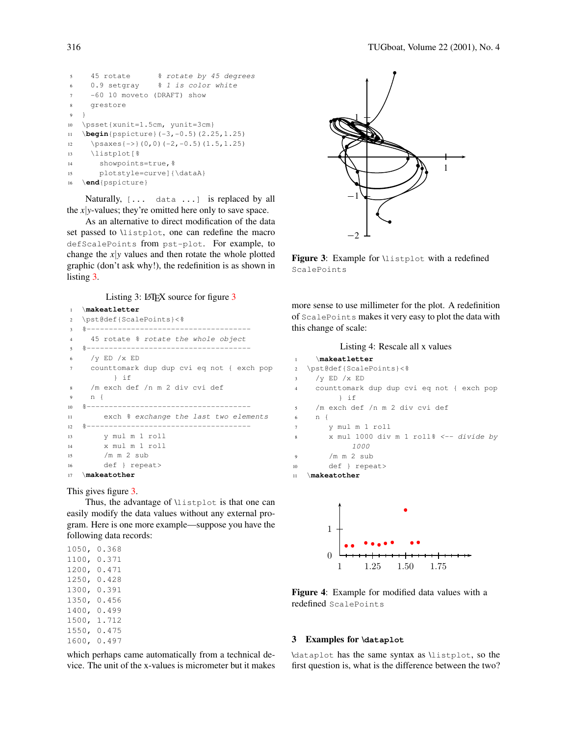```
5    45 rotate      % rotate by 45 degrees
6    0.9 setgray    % 1 is color white
7    -60 10 moveto (DRAFT) show
8    grestore
9  }
10 \psset{xunit=1.5cm, yunit=3cm}
11 \begin{pspicture}(-3,-0.5)(2.25,1.25)
12   \psaxes{->}(0,0)(-2,-0.5)(1.5,1.25)
13   \listplot[%
14     showpoints=true,%
15     plotstyle=curve]{\dataA}
16 \end{pspicture}
```

Naturally, `[... data ...]` is replaced by all the $x|y$-values; they're omitted here only to save space.

As an alternative to direct modification of the data set passed to `\listplot`, one can redefine the macro `defScalePoints` from `pst-plot`. For example, to change the $x|y$ values and then rotate the whole plotted graphic (don't ask why!), the redefinition is as shown in listing 3.

Listing 3: LaTeX source for figure 3

```
1  \makeatletter
2  \pst@def{ScalePoints}<%
3  %-------------------------------------
4    45 rotate % rotate the whole object
5  %-------------------------------------
6    /y ED /x ED
7    counttomark dup dup cvi eq not { exch pop
         } if
8    /m exch def /n m 2 div cvi def
9    n {
10 %-------------------------------------
11      exch % exchange the last two elements
12 %-------------------------------------
13      y mul m 1 roll
14      x mul m 1 roll
15      /m m 2 sub
16      def } repeat>
17 \makeatother
```

This gives figure 3.

Thus, the advantage of `\listplot` is that one can easily modify the data values without any external program. Here is one more example—suppose you have the following data records:

```
1050, 0.368
1100, 0.371
1200, 0.471
1250, 0.428
1300, 0.391
1350, 0.456
1400, 0.499
1500, 1.712
1550, 0.475
1600, 0.497
```

which perhaps came automatically from a technical device. The unit of the x-values is micrometer but it makes more sense to use millimeter for the plot. A redefinition of `ScalePoints` makes it very easy to plot the data with this change of scale:

**Figure 3**: Example for `\listplot` with a redefined `ScalePoints`

Listing 4: Rescale all x values

```
1    \makeatletter
2  \pst@def{ScalePoints}<%
3    /y ED /x ED
4    counttomark dup dup cvi eq not { exch pop
         } if
5    /m exch def /n m 2 div cvi def
6    n {
7      y mul m 1 roll
8      x mul 1000 div m 1 roll% <-- divide by
           1000
9      /m m 2 sub
10     def } repeat>
11 \makeatother
```

**Figure 4**: Example for modified data values with a redefined `ScalePoints`

## 3 Examples for `\dataplot`

`\dataplot` has the same syntax as `\listplot`, so the first question is, what is the difference between the two?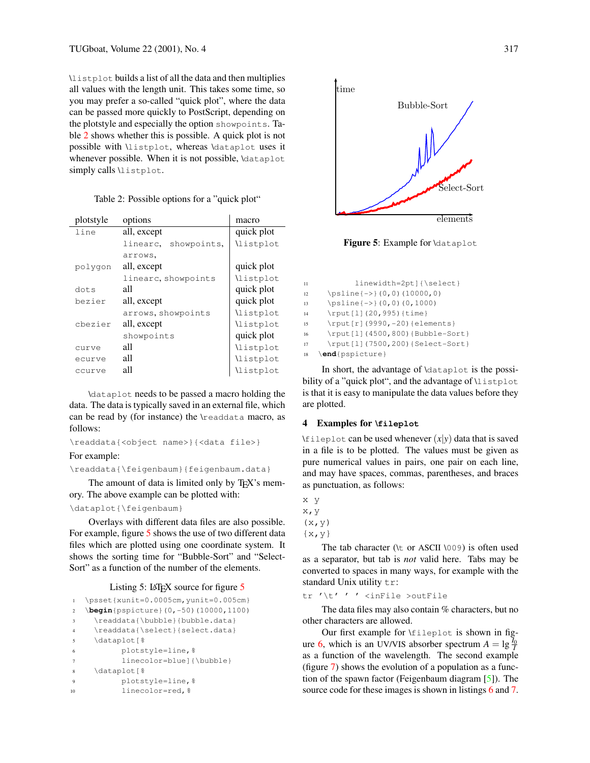`\listplot` builds a list of all the data and then multiplies all values with the length unit. This takes some time, so you may prefer a so-called "quick plot", where the data can be passed more quickly to PostScript, depending on the plotstyle and especially the option `showpoints`. Table 2 shows whether this is possible. A quick plot is not possible with `\listplot`, whereas `\dataplot` uses it whenever possible. When it is not possible, `\dataplot` simply calls `\listplot`.

Table 2: Possible options for a "quick plot"

| plotstyle | options | macro |
|---|---|---|
| `line` | all, except | quick plot |
| | `linearc`, `showpoints`, `arrows`, | `\listplot` |
| `polygon` | all, except | quick plot |
| | `linearc`, `showpoints` | `\listplot` |
| `dots` | all | quick plot |
| `bezier` | all, except | quick plot |
| | `arrows`, `showpoints` | `\listplot` |
| `cbezier` | all, except | `\listplot` |
| | `showpoints` | quick plot |
| `curve` | all | `\listplot` |
| `ecurve` | all | `\listplot` |
| `ccurve` | all | `\listplot` |

`\dataplot` needs to be passed a macro holding the data. The data is typically saved in an external file, which can be read by (for instance) the `\readdata` macro, as follows:

```
\readdata{<object name>}{<data file>}
```

For example:

```
\readdata{\feigenbaum}{feigenbaum.data}
```

The amount of data is limited only by TeX's memory. The above example can be plotted with:

```
\dataplot{\feigenbaum}
```

Overlays with different data files are also possible. For example, figure 5 shows the use of two different data files which are plotted using one coordinate system. It shows the sorting time for "Bubble-Sort" and "Select-Sort" as a function of the number of the elements.

Listing 5: LaTeX source for figure 5

```
1  \psset{xunit=0.0005cm,yunit=0.005cm}
2  \begin{pspicture}(0,-50)(10000,1100)
3    \readdata{\bubble}{bubble.data}
4    \readdata{\select}{select.data}
5    \dataplot[%
6          plotstyle=line,%
7          linecolor=blue]{\bubble}
8    \dataplot[%
9          plotstyle=line,%
10         linecolor=red,%
11         linewidth=2pt]{\select}
12   \psline{->}(0,0)(10000,0)
13   \psline{->}(0,0)(0,1000)
14   \rput[l](20,995){time}
15   \rput[r](9990,-20){elements}
16   \rput[l](4500,800){Bubble-Sort}
17   \rput[l](7500,200){Select-Sort}
18 \end{pspicture}
```

**Figure 5**: Example for `\dataplot`

In short, the advantage of `\dataplot` is the possibility of a "quick plot", and the advantage of `\listplot` is that it is easy to manipulate the data values before they are plotted.

## 4 Examples for `\fileplot`

`\fileplot` can be used whenever $(x|y)$ data that is saved in a file is to be plotted. The values must be given as pure numerical values in pairs, one pair on each line, and may have spaces, commas, parentheses, and braces as punctuation, as follows:

```
x y
x,y
(x,y)
{x,y}
```

The tab character (`\t` or ASCII `\009`) is often used as a separator, but tab is *not* valid here. Tabs may be converted to spaces in many ways, for example with the standard Unix utility `tr`:

```
tr '\t' ' ' <inFile >outFile
```

The data files may also contain % characters, but no other characters are allowed.

Our first example for `\fileplot` is shown in figure 6, which is an UV/VIS absorber spectrum $A = \lg \frac{I_0}{I}$ as a function of the wavelength. The second example (figure 7) shows the evolution of a population as a function of the spawn factor (Feigenbaum diagram [5]). The source code for these images is shown in listings 6 and 7.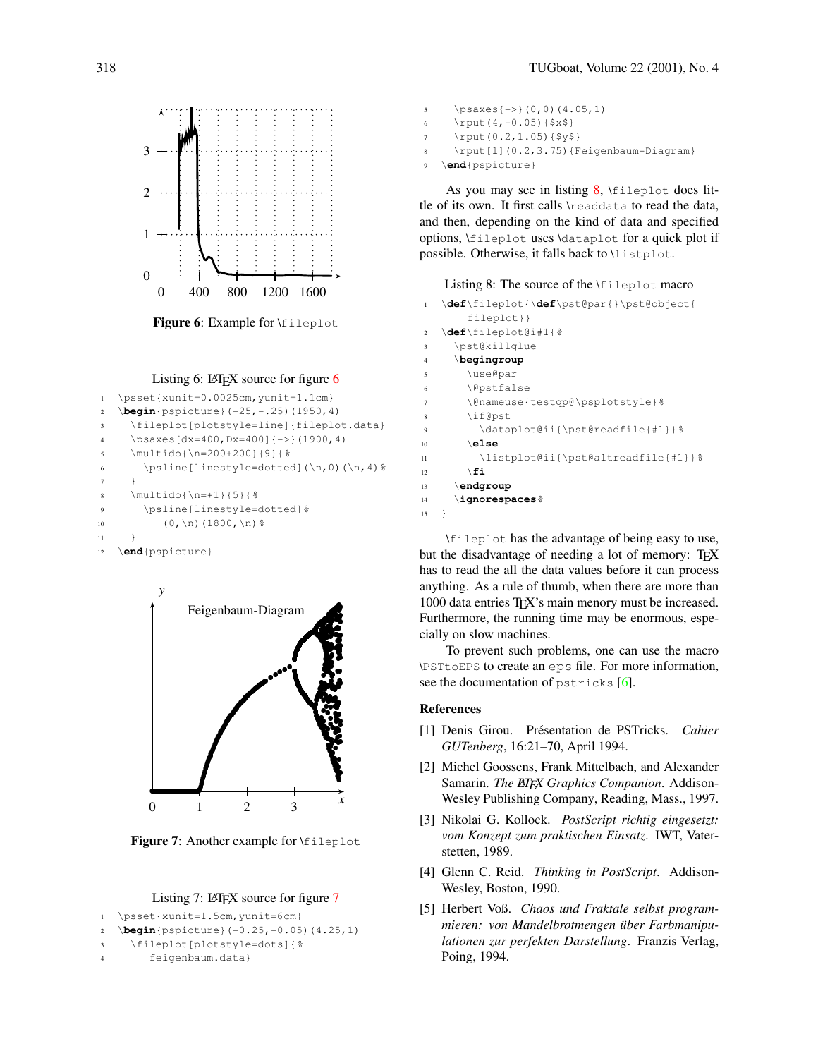Figure 6: Example for `\fileplot`

Listing 6: LaTeX source for figure 6

```
\psset{xunit=0.0025cm,yunit=1.1cm}
\begin{pspicture}(-25,-.25)(1950,4)
  \fileplot[plotstyle=line]{fileplot.data}
  \psaxes[dx=400,Dx=400]{->}(1900,4)
  \multido{\n=200+200}{9}{%
    \psline[linestyle=dotted](\n,0)(\n,4)%
  }
  \multido{\n=+1}{5}{%
    \psline[linestyle=dotted]%
       (0,\n)(1800,\n)%
  }
\end{pspicture}
```

Figure 7: Another example for `\fileplot`

Listing 7: LaTeX source for figure 7

```
\psset{xunit=1.5cm,yunit=6cm}
\begin{pspicture}(-0.25,-0.05)(4.25,1)
  \fileplot[plotstyle=dots]{%
     feigenbaum.data}
  \psaxes{->}(0,0)(4.05,1)
  \rput(4,-0.05){$x$}
  \rput(0.2,1.05){$y$}
  \rput[l](0.2,3.75){Feigenbaum-Diagram}
\end{pspicture}
```

As you may see in listing 8, `\fileplot` does little of its own. It first calls `\readdata` to read the data, and then, depending on the kind of data and specified options, `\fileplot` uses `\dataplot` for a quick plot if possible. Otherwise, it falls back to `\listplot`.

Listing 8: The source of the `\fileplot` macro

```
\def\fileplot{\def\pst@par{}\pst@object{
    fileplot}}
\def\fileplot@i#1{%
  \pst@killglue
  \begingroup
    \use@par
    \@pstfalse
    \@nameuse{testqp@\psplotstyle}%
    \if@pst
      \dataplot@ii{\pst@readfile{#1}}%
    \else
      \listplot@ii{\pst@altreadfile{#1}}%
    \fi
  \endgroup
  \ignorespaces%
}
```

`\fileplot` has the advantage of being easy to use, but the disadvantage of needing a lot of memory: TeX has to read the all the data values before it can process anything. As a rule of thumb, when there are more than 1000 data entries TeX's main menory must be increased. Furthermore, the running time may be enormous, especially on slow machines.

To prevent such problems, one can use the macro `\PSTtoEPS` to create an `eps` file. For more information, see the documentation of `pstricks` [6].

## References

[1] Denis Girou. Présentation de PSTricks. *Cahier GUTenberg*, 16:21–70, April 1994.

[2] Michel Goossens, Frank Mittelbach, and Alexander Samarin. *The LaTeX Graphics Companion*. Addison-Wesley Publishing Company, Reading, Mass., 1997.

[3] Nikolai G. Kollock. *PostScript richtig eingesetzt: vom Konzept zum praktischen Einsatz*. IWT, Vaterstetten, 1989.

[4] Glenn C. Reid. *Thinking in PostScript*. Addison-Wesley, Boston, 1990.

[5] Herbert Voß. *Chaos und Fraktale selbst programmieren: von Mandelbrotmengen über Farbmanipulationen zur perfekten Darstellung*. Franzis Verlag, Poing, 1994.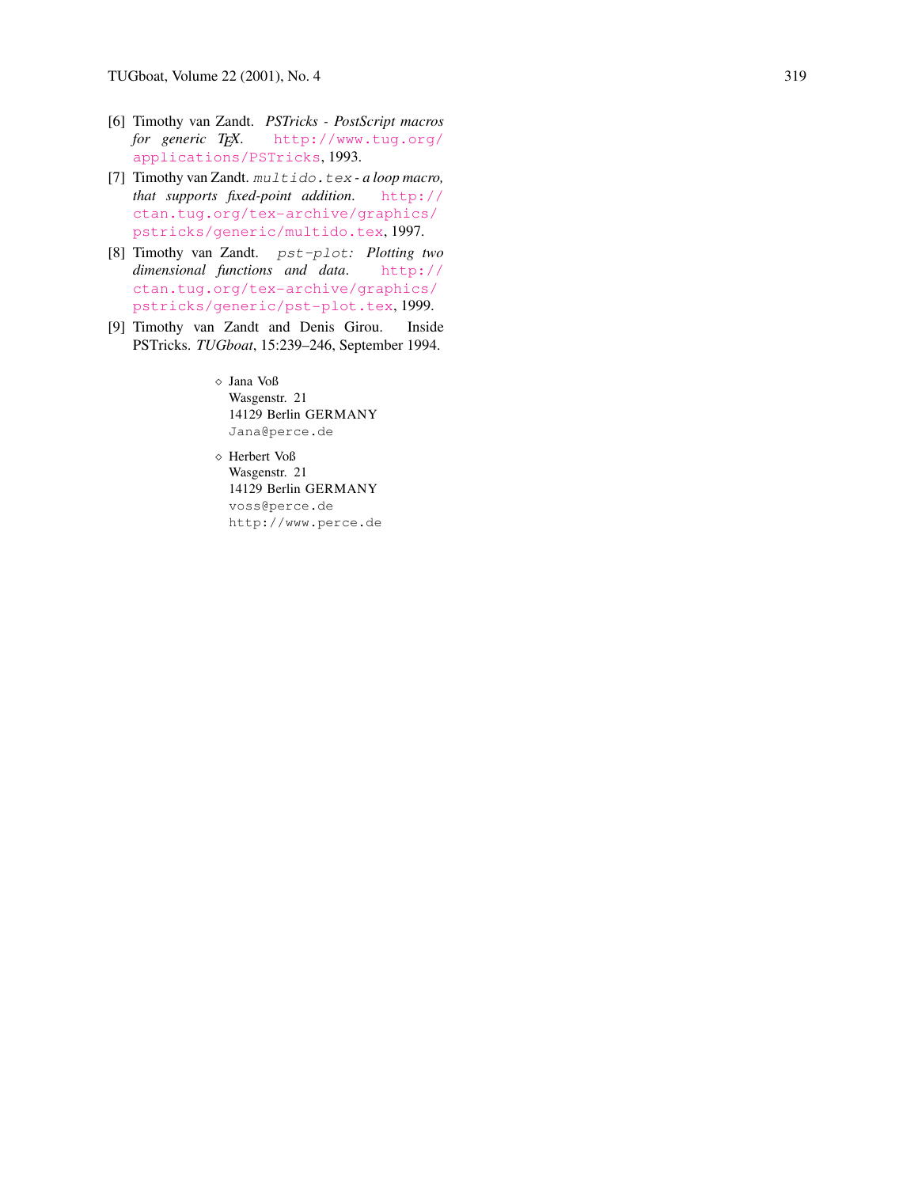[6] Timothy van Zandt. *PSTricks - PostScript macros for generic TEX*. `http://www.tug.org/applications/PSTricks`, 1993.

[7] Timothy van Zandt. *`multido.tex` - a loop macro, that supports fixed-point addition*. `http://ctan.tug.org/tex-archive/graphics/pstricks/generic/multido.tex`, 1997.

[8] Timothy van Zandt. *`pst-plot`: Plotting two dimensional functions and data*. `http://ctan.tug.org/tex-archive/graphics/pstricks/generic/pst-plot.tex`, 1999.

[9] Timothy van Zandt and Denis Girou. Inside PSTricks. *TUGboat*, 15:239–246, September 1994.

◇ Jana Voß
Wasgenstr. 21
14129 Berlin GERMANY
`Jana@perce.de`

◇ Herbert Voß
Wasgenstr. 21
14129 Berlin GERMANY
`voss@perce.de`
`http://www.perce.de`